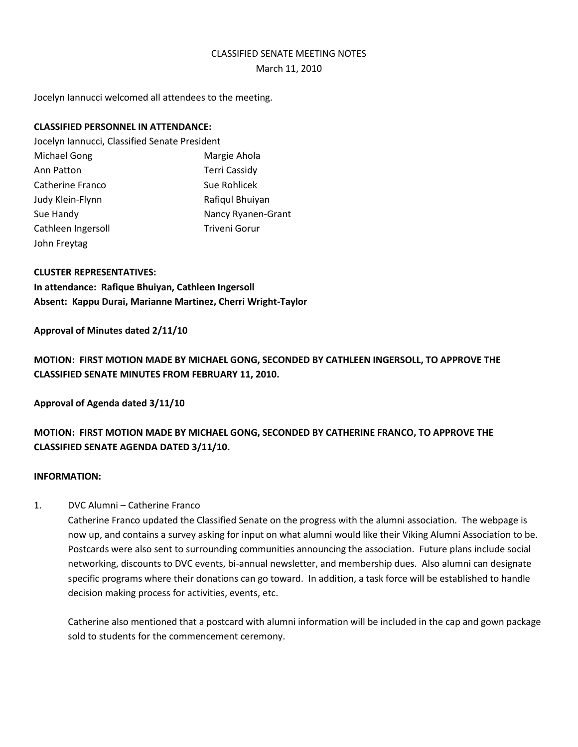CLASSIFIED SENATE MEETING NOTES

March 11, 2010

Jocelyn Iannucci welcomed all attendees to the meeting.

**CLASSIFIED PERSONNEL IN ATTENDANCE:**

Jocelyn Iannucci, Classified Senate President

| | |
|---|---|
| Michael Gong | Margie Ahola |
| Ann Patton | Terri Cassidy |
| Catherine Franco | Sue Rohlicek |
| Judy Klein-Flynn | Rafiqul Bhuiyan |
| Sue Handy | Nancy Ryanen-Grant |
| Cathleen Ingersoll | Triveni Gorur |
| John Freytag | |

**CLUSTER REPRESENTATIVES:**

**In attendance: Rafique Bhuiyan, Cathleen Ingersoll**

**Absent: Kappu Durai, Marianne Martinez, Cherri Wright-Taylor**

**Approval of Minutes dated 2/11/10**

**MOTION: FIRST MOTION MADE BY MICHAEL GONG, SECONDED BY CATHLEEN INGERSOLL, TO APPROVE THE CLASSIFIED SENATE MINUTES FROM FEBRUARY 11, 2010.**

**Approval of Agenda dated 3/11/10**

**MOTION: FIRST MOTION MADE BY MICHAEL GONG, SECONDED BY CATHERINE FRANCO, TO APPROVE THE CLASSIFIED SENATE AGENDA DATED 3/11/10.**

**INFORMATION:**

1. DVC Alumni – Catherine Franco

   Catherine Franco updated the Classified Senate on the progress with the alumni association. The webpage is now up, and contains a survey asking for input on what alumni would like their Viking Alumni Association to be. Postcards were also sent to surrounding communities announcing the association. Future plans include social networking, discounts to DVC events, bi-annual newsletter, and membership dues. Also alumni can designate specific programs where their donations can go toward. In addition, a task force will be established to handle decision making process for activities, events, etc.

   Catherine also mentioned that a postcard with alumni information will be included in the cap and gown package sold to students for the commencement ceremony.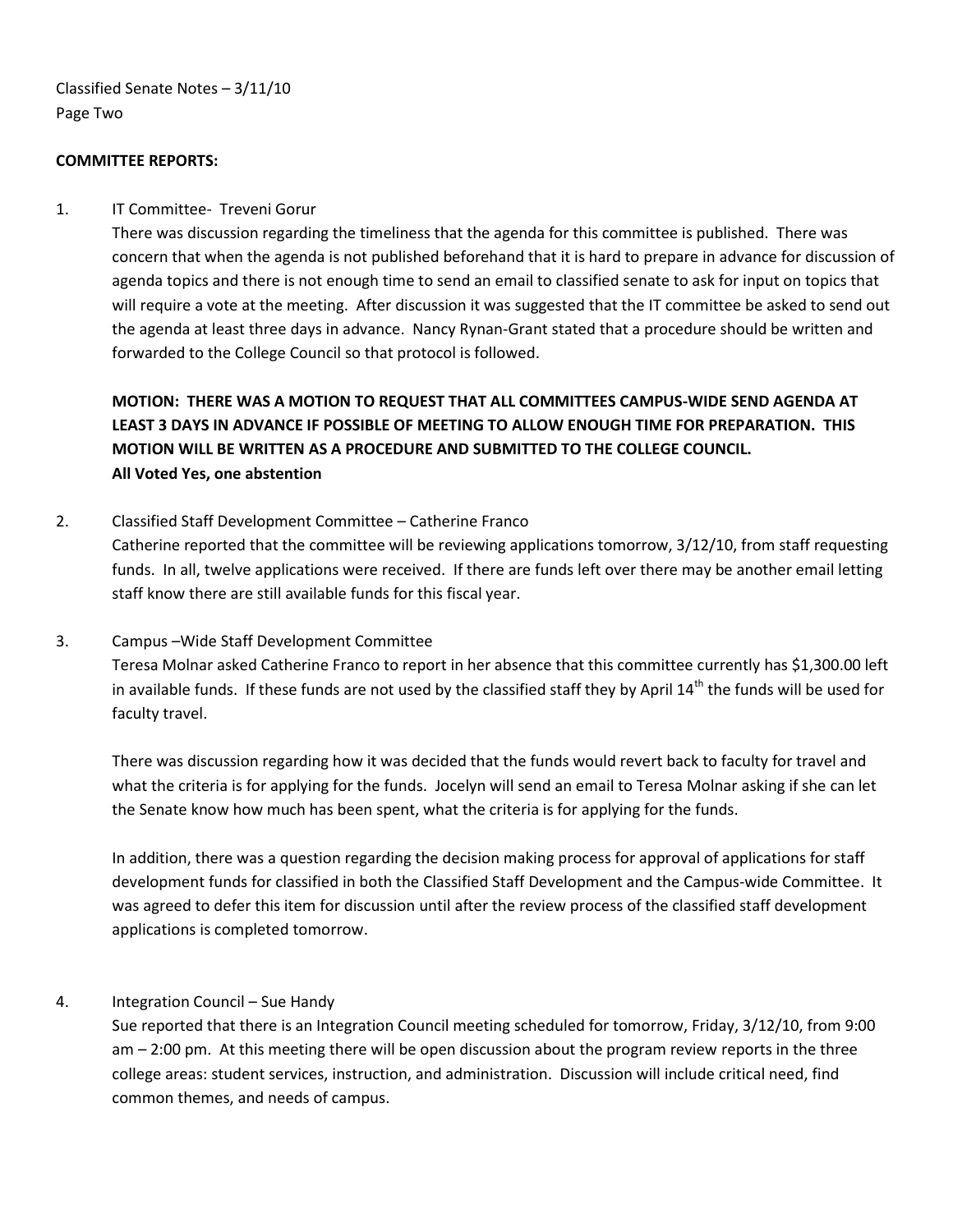Classified Senate Notes – 3/11/10
Page Two

**COMMITTEE REPORTS:**

1. IT Committee- Treveni Gorur

   There was discussion regarding the timeliness that the agenda for this committee is published. There was concern that when the agenda is not published beforehand that it is hard to prepare in advance for discussion of agenda topics and there is not enough time to send an email to classified senate to ask for input on topics that will require a vote at the meeting. After discussion it was suggested that the IT committee be asked to send out the agenda at least three days in advance. Nancy Rynan-Grant stated that a procedure should be written and forwarded to the College Council so that protocol is followed.

   **MOTION: THERE WAS A MOTION TO REQUEST THAT ALL COMMITTEES CAMPUS-WIDE SEND AGENDA AT LEAST 3 DAYS IN ADVANCE IF POSSIBLE OF MEETING TO ALLOW ENOUGH TIME FOR PREPARATION. THIS MOTION WILL BE WRITTEN AS A PROCEDURE AND SUBMITTED TO THE COLLEGE COUNCIL.**
   **All Voted Yes, one abstention**

2. Classified Staff Development Committee – Catherine Franco

   Catherine reported that the committee will be reviewing applications tomorrow, 3/12/10, from staff requesting funds. In all, twelve applications were received. If there are funds left over there may be another email letting staff know there are still available funds for this fiscal year.

3. Campus –Wide Staff Development Committee

   Teresa Molnar asked Catherine Franco to report in her absence that this committee currently has $1,300.00 left in available funds. If these funds are not used by the classified staff they by April 14th the funds will be used for faculty travel.

   There was discussion regarding how it was decided that the funds would revert back to faculty for travel and what the criteria is for applying for the funds. Jocelyn will send an email to Teresa Molnar asking if she can let the Senate know how much has been spent, what the criteria is for applying for the funds.

   In addition, there was a question regarding the decision making process for approval of applications for staff development funds for classified in both the Classified Staff Development and the Campus-wide Committee. It was agreed to defer this item for discussion until after the review process of the classified staff development applications is completed tomorrow.

4. Integration Council – Sue Handy

   Sue reported that there is an Integration Council meeting scheduled for tomorrow, Friday, 3/12/10, from 9:00 am – 2:00 pm. At this meeting there will be open discussion about the program review reports in the three college areas: student services, instruction, and administration. Discussion will include critical need, find common themes, and needs of campus.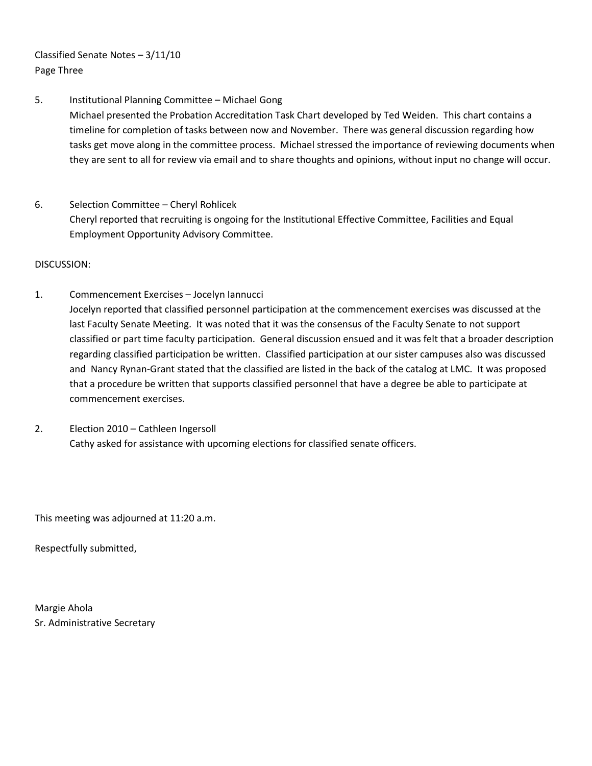5. Institutional Planning Committee – Michael Gong
   Michael presented the Probation Accreditation Task Chart developed by Ted Weiden. This chart contains a timeline for completion of tasks between now and November. There was general discussion regarding how tasks get move along in the committee process. Michael stressed the importance of reviewing documents when they are sent to all for review via email and to share thoughts and opinions, without input no change will occur.

6. Selection Committee – Cheryl Rohlicek
   Cheryl reported that recruiting is ongoing for the Institutional Effective Committee, Facilities and Equal Employment Opportunity Advisory Committee.

DISCUSSION:

1. Commencement Exercises – Jocelyn Iannucci
   Jocelyn reported that classified personnel participation at the commencement exercises was discussed at the last Faculty Senate Meeting. It was noted that it was the consensus of the Faculty Senate to not support classified or part time faculty participation. General discussion ensued and it was felt that a broader description regarding classified participation be written. Classified participation at our sister campuses also was discussed and Nancy Rynan-Grant stated that the classified are listed in the back of the catalog at LMC. It was proposed that a procedure be written that supports classified personnel that have a degree be able to participate at commencement exercises.

2. Election 2010 – Cathleen Ingersoll
   Cathy asked for assistance with upcoming elections for classified senate officers.

This meeting was adjourned at 11:20 a.m.

Respectfully submitted,

Margie Ahola
Sr. Administrative Secretary